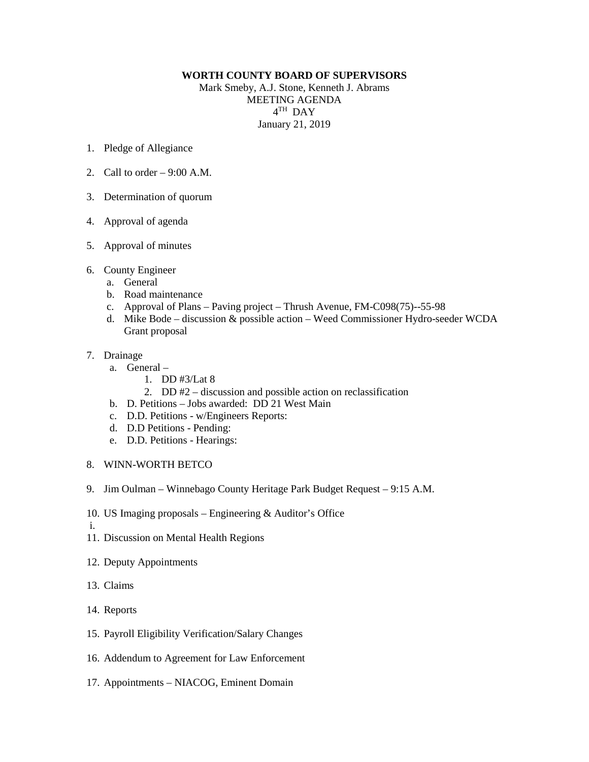**WORTH COUNTY BOARD OF SUPERVISORS**

Mark Smeby, A.J. Stone, Kenneth J. Abrams

MEETING AGENDA

4TH DAY

January 21, 2019

1. Pledge of Allegiance

2. Call to order – 9:00 A.M.

3. Determination of quorum

4. Approval of agenda

5. Approval of minutes

6. County Engineer
   a. General
   b. Road maintenance
   c. Approval of Plans – Paving project – Thrush Avenue, FM-C098(75)--55-98
   d. Mike Bode – discussion & possible action – Weed Commissioner Hydro-seeder WCDA Grant proposal

7. Drainage
   a. General –
      1. DD #3/Lat 8
      2. DD #2 – discussion and possible action on reclassification
   b. D. Petitions – Jobs awarded: DD 21 West Main
   c. D.D. Petitions - w/Engineers Reports:
   d. D.D Petitions - Pending:
   e. D.D. Petitions - Hearings:

8. WINN-WORTH BETCO

9. Jim Oulman – Winnebago County Heritage Park Budget Request – 9:15 A.M.

10. US Imaging proposals – Engineering & Auditor's Office

i.

11. Discussion on Mental Health Regions

12. Deputy Appointments

13. Claims

14. Reports

15. Payroll Eligibility Verification/Salary Changes

16. Addendum to Agreement for Law Enforcement

17. Appointments – NIACOG, Eminent Domain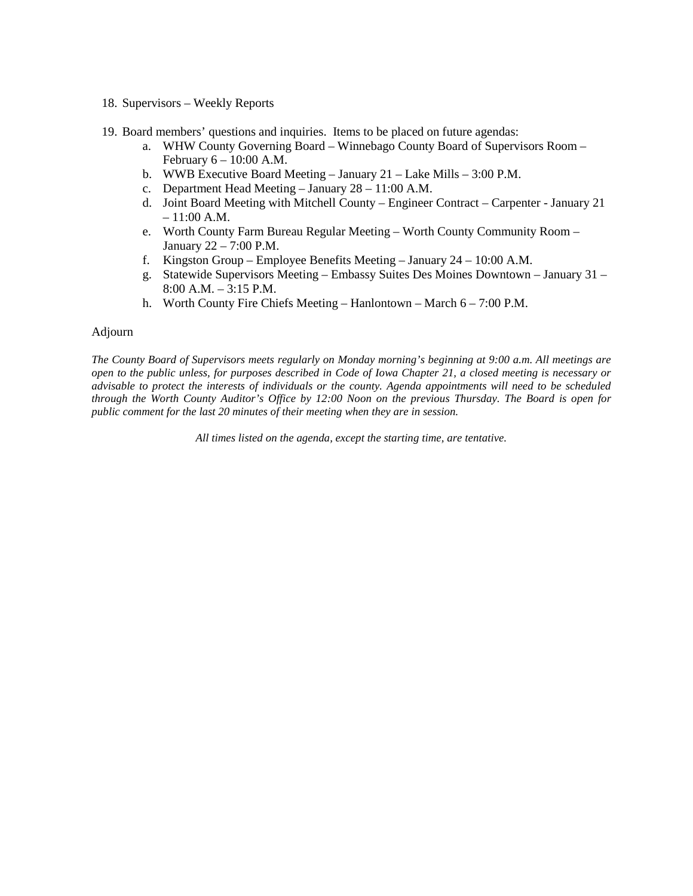18. Supervisors – Weekly Reports

19. Board members' questions and inquiries.  Items to be placed on future agendas:
    a. WHW County Governing Board – Winnebago County Board of Supervisors Room – February 6 – 10:00 A.M.
    b. WWB Executive Board Meeting – January 21 – Lake Mills – 3:00 P.M.
    c. Department Head Meeting – January 28 – 11:00 A.M.
    d. Joint Board Meeting with Mitchell County – Engineer Contract – Carpenter - January 21 – 11:00 A.M.
    e. Worth County Farm Bureau Regular Meeting – Worth County Community Room – January 22 – 7:00 P.M.
    f. Kingston Group – Employee Benefits Meeting – January 24 – 10:00 A.M.
    g. Statewide Supervisors Meeting – Embassy Suites Des Moines Downtown – January 31 – 8:00 A.M. – 3:15 P.M.
    h. Worth County Fire Chiefs Meeting – Hanlontown – March 6 – 7:00 P.M.

Adjourn

*The County Board of Supervisors meets regularly on Monday morning's beginning at 9:00 a.m. All meetings are open to the public unless, for purposes described in Code of Iowa Chapter 21, a closed meeting is necessary or advisable to protect the interests of individuals or the county. Agenda appointments will need to be scheduled through the Worth County Auditor's Office by 12:00 Noon on the previous Thursday. The Board is open for public comment for the last 20 minutes of their meeting when they are in session.*

*All times listed on the agenda, except the starting time, are tentative.*